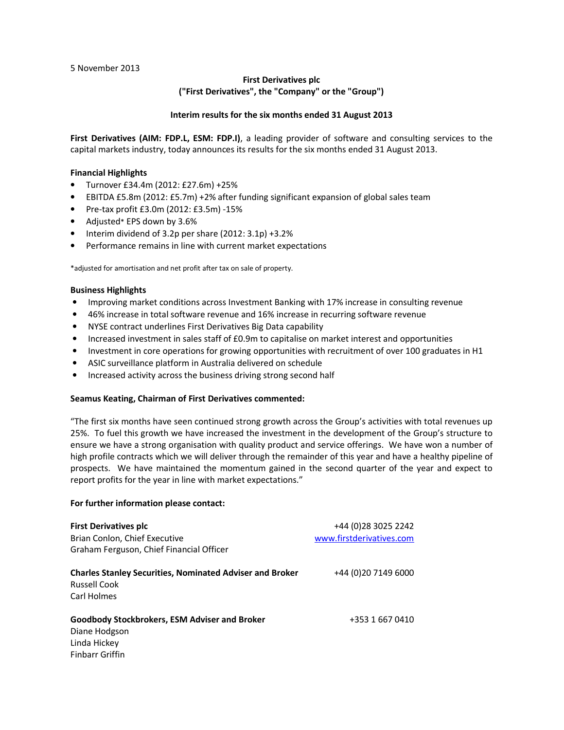5 November 2013

**First Derivatives plc**
**("First Derivatives", the "Company" or the "Group")**

**Interim results for the six months ended 31 August 2013**

**First Derivatives (AIM: FDP.L, ESM: FDP.I)**, a leading provider of software and consulting services to the capital markets industry, today announces its results for the six months ended 31 August 2013.

### Financial Highlights

- Turnover £34.4m (2012: £27.6m) +25%
- EBITDA £5.8m (2012: £5.7m) +2% after funding significant expansion of global sales team
- Pre-tax profit £3.0m (2012: £3.5m) -15%
- Adjusted* EPS down by 3.6%
- Interim dividend of 3.2p per share (2012: 3.1p) +3.2%
- Performance remains in line with current market expectations

*adjusted for amortisation and net profit after tax on sale of property.

### Business Highlights

- Improving market conditions across Investment Banking with 17% increase in consulting revenue
- 46% increase in total software revenue and 16% increase in recurring software revenue
- NYSE contract underlines First Derivatives Big Data capability
- Increased investment in sales staff of £0.9m to capitalise on market interest and opportunities
- Investment in core operations for growing opportunities with recruitment of over 100 graduates in H1
- ASIC surveillance platform in Australia delivered on schedule
- Increased activity across the business driving strong second half

**Seamus Keating, Chairman of First Derivatives commented:**

"The first six months have seen continued strong growth across the Group's activities with total revenues up 25%. To fuel this growth we have increased the investment in the development of the Group's structure to ensure we have a strong organisation with quality product and service offerings. We have won a number of high profile contracts which we will deliver through the remainder of this year and have a healthy pipeline of prospects. We have maintained the momentum gained in the second quarter of the year and expect to report profits for the year in line with market expectations."

**For further information please contact:**

| | |
|---|---|
| **First Derivatives plc** | +44 (0)28 3025 2242 |
| Brian Conlon, Chief Executive | www.firstderivatives.com |
| Graham Ferguson, Chief Financial Officer | |
| | |
| **Charles Stanley Securities, Nominated Adviser and Broker** | +44 (0)20 7149 6000 |
| Russell Cook | |
| Carl Holmes | |
| | |
| **Goodbody Stockbrokers, ESM Adviser and Broker** | +353 1 667 0410 |
| Diane Hodgson | |
| Linda Hickey | |
| Finbarr Griffin | |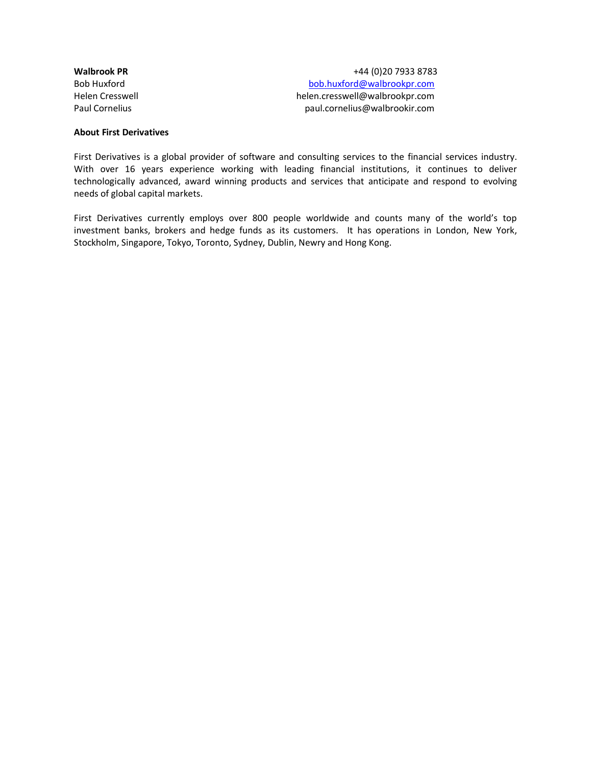| **Walbrook PR** | +44 (0)20 7933 8783 |
|---|---|
| Bob Huxford | bob.huxford@walbrookpr.com |
| Helen Cresswell | helen.cresswell@walbrookpr.com |
| Paul Cornelius | paul.cornelius@walbrookir.com |

**About First Derivatives**

First Derivatives is a global provider of software and consulting services to the financial services industry. With over 16 years experience working with leading financial institutions, it continues to deliver technologically advanced, award winning products and services that anticipate and respond to evolving needs of global capital markets.

First Derivatives currently employs over 800 people worldwide and counts many of the world's top investment banks, brokers and hedge funds as its customers. It has operations in London, New York, Stockholm, Singapore, Tokyo, Toronto, Sydney, Dublin, Newry and Hong Kong.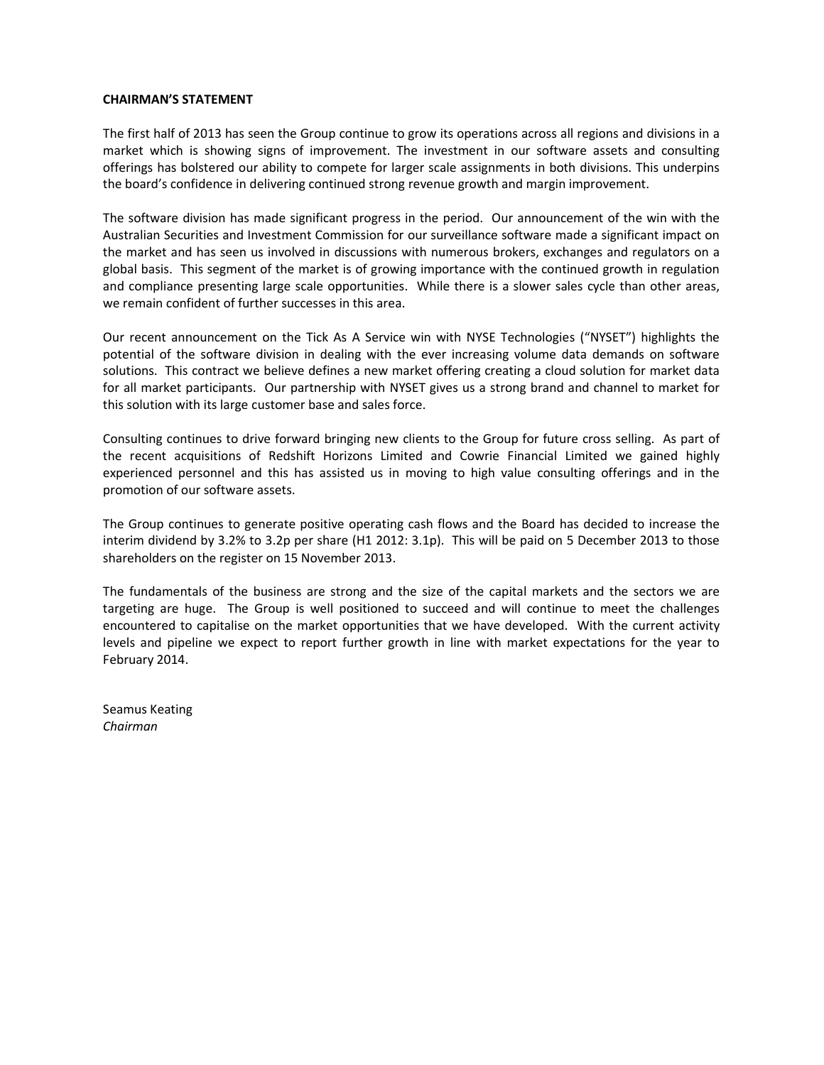**CHAIRMAN'S STATEMENT**

The first half of 2013 has seen the Group continue to grow its operations across all regions and divisions in a market which is showing signs of improvement. The investment in our software assets and consulting offerings has bolstered our ability to compete for larger scale assignments in both divisions. This underpins the board's confidence in delivering continued strong revenue growth and margin improvement.

The software division has made significant progress in the period. Our announcement of the win with the Australian Securities and Investment Commission for our surveillance software made a significant impact on the market and has seen us involved in discussions with numerous brokers, exchanges and regulators on a global basis. This segment of the market is of growing importance with the continued growth in regulation and compliance presenting large scale opportunities. While there is a slower sales cycle than other areas, we remain confident of further successes in this area.

Our recent announcement on the Tick As A Service win with NYSE Technologies ("NYSET") highlights the potential of the software division in dealing with the ever increasing volume data demands on software solutions. This contract we believe defines a new market offering creating a cloud solution for market data for all market participants. Our partnership with NYSET gives us a strong brand and channel to market for this solution with its large customer base and sales force.

Consulting continues to drive forward bringing new clients to the Group for future cross selling. As part of the recent acquisitions of Redshift Horizons Limited and Cowrie Financial Limited we gained highly experienced personnel and this has assisted us in moving to high value consulting offerings and in the promotion of our software assets.

The Group continues to generate positive operating cash flows and the Board has decided to increase the interim dividend by 3.2% to 3.2p per share (H1 2012: 3.1p). This will be paid on 5 December 2013 to those shareholders on the register on 15 November 2013.

The fundamentals of the business are strong and the size of the capital markets and the sectors we are targeting are huge. The Group is well positioned to succeed and will continue to meet the challenges encountered to capitalise on the market opportunities that we have developed. With the current activity levels and pipeline we expect to report further growth in line with market expectations for the year to February 2014.

Seamus Keating
*Chairman*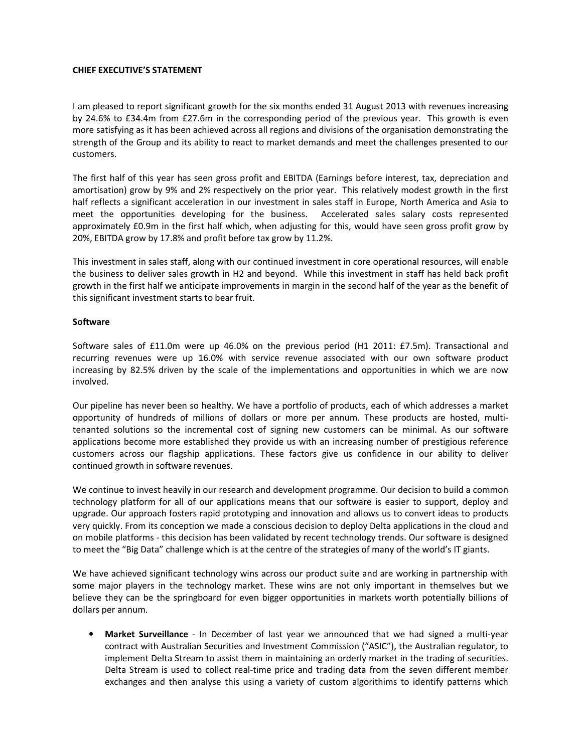**CHIEF EXECUTIVE'S STATEMENT**

I am pleased to report significant growth for the six months ended 31 August 2013 with revenues increasing by 24.6% to £34.4m from £27.6m in the corresponding period of the previous year. This growth is even more satisfying as it has been achieved across all regions and divisions of the organisation demonstrating the strength of the Group and its ability to react to market demands and meet the challenges presented to our customers.

The first half of this year has seen gross profit and EBITDA (Earnings before interest, tax, depreciation and amortisation) grow by 9% and 2% respectively on the prior year. This relatively modest growth in the first half reflects a significant acceleration in our investment in sales staff in Europe, North America and Asia to meet the opportunities developing for the business. Accelerated sales salary costs represented approximately £0.9m in the first half which, when adjusting for this, would have seen gross profit grow by 20%, EBITDA grow by 17.8% and profit before tax grow by 11.2%.

This investment in sales staff, along with our continued investment in core operational resources, will enable the business to deliver sales growth in H2 and beyond. While this investment in staff has held back profit growth in the first half we anticipate improvements in margin in the second half of the year as the benefit of this significant investment starts to bear fruit.

**Software**

Software sales of £11.0m were up 46.0% on the previous period (H1 2011: £7.5m). Transactional and recurring revenues were up 16.0% with service revenue associated with our own software product increasing by 82.5% driven by the scale of the implementations and opportunities in which we are now involved.

Our pipeline has never been so healthy. We have a portfolio of products, each of which addresses a market opportunity of hundreds of millions of dollars or more per annum. These products are hosted, multi-tenanted solutions so the incremental cost of signing new customers can be minimal. As our software applications become more established they provide us with an increasing number of prestigious reference customers across our flagship applications. These factors give us confidence in our ability to deliver continued growth in software revenues.

We continue to invest heavily in our research and development programme. Our decision to build a common technology platform for all of our applications means that our software is easier to support, deploy and upgrade. Our approach fosters rapid prototyping and innovation and allows us to convert ideas to products very quickly. From its conception we made a conscious decision to deploy Delta applications in the cloud and on mobile platforms - this decision has been validated by recent technology trends. Our software is designed to meet the "Big Data" challenge which is at the centre of the strategies of many of the world's IT giants.

We have achieved significant technology wins across our product suite and are working in partnership with some major players in the technology market. These wins are not only important in themselves but we believe they can be the springboard for even bigger opportunities in markets worth potentially billions of dollars per annum.

- **Market Surveillance** - In December of last year we announced that we had signed a multi-year contract with Australian Securities and Investment Commission ("ASIC"), the Australian regulator, to implement Delta Stream to assist them in maintaining an orderly market in the trading of securities. Delta Stream is used to collect real-time price and trading data from the seven different member exchanges and then analyse this using a variety of custom algorithims to identify patterns which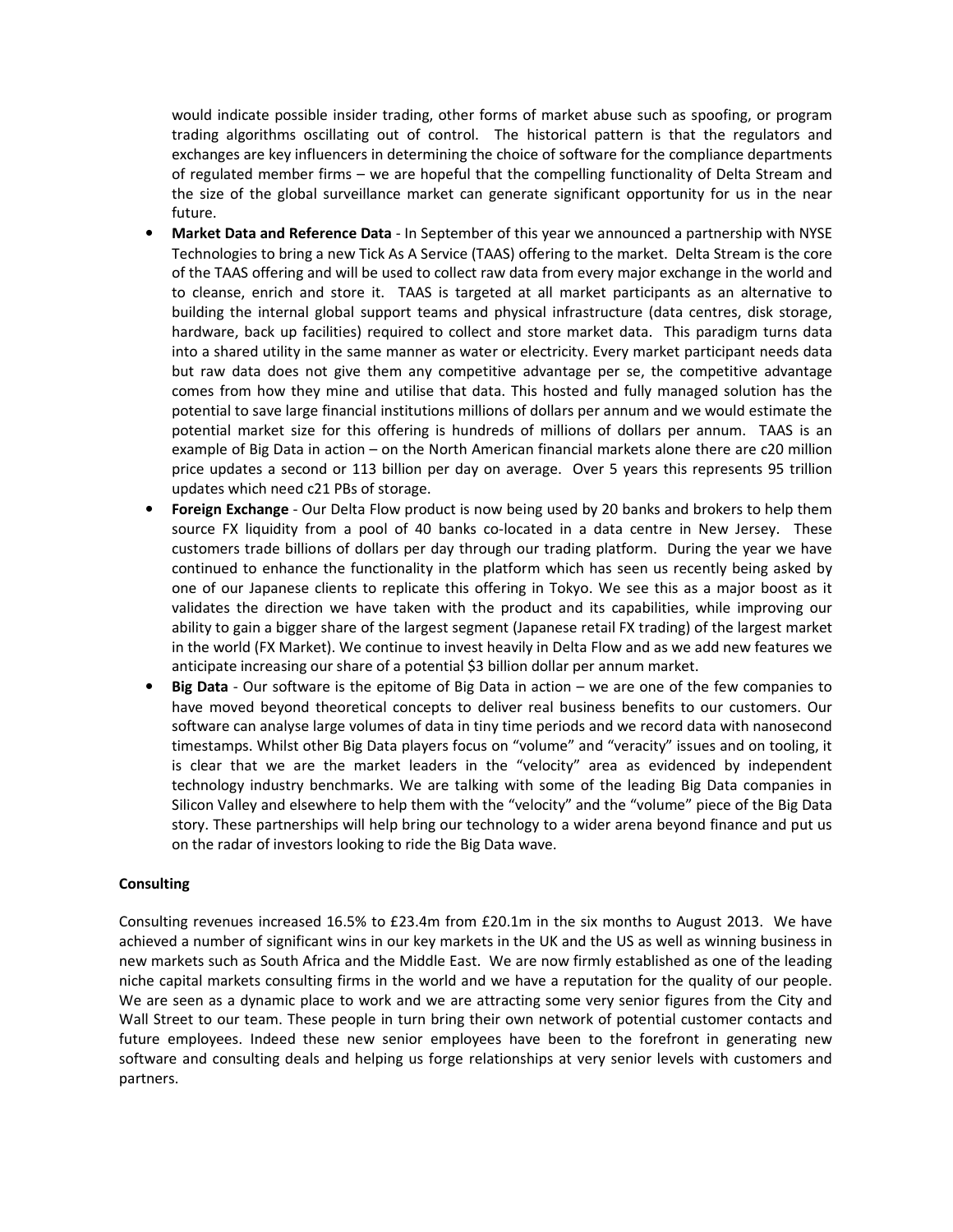would indicate possible insider trading, other forms of market abuse such as spoofing, or program trading algorithms oscillating out of control. The historical pattern is that the regulators and exchanges are key influencers in determining the choice of software for the compliance departments of regulated member firms – we are hopeful that the compelling functionality of Delta Stream and the size of the global surveillance market can generate significant opportunity for us in the near future.

- **Market Data and Reference Data** - In September of this year we announced a partnership with NYSE Technologies to bring a new Tick As A Service (TAAS) offering to the market. Delta Stream is the core of the TAAS offering and will be used to collect raw data from every major exchange in the world and to cleanse, enrich and store it. TAAS is targeted at all market participants as an alternative to building the internal global support teams and physical infrastructure (data centres, disk storage, hardware, back up facilities) required to collect and store market data. This paradigm turns data into a shared utility in the same manner as water or electricity. Every market participant needs data but raw data does not give them any competitive advantage per se, the competitive advantage comes from how they mine and utilise that data. This hosted and fully managed solution has the potential to save large financial institutions millions of dollars per annum and we would estimate the potential market size for this offering is hundreds of millions of dollars per annum. TAAS is an example of Big Data in action – on the North American financial markets alone there are c20 million price updates a second or 113 billion per day on average. Over 5 years this represents 95 trillion updates which need c21 PBs of storage.
- **Foreign Exchange** - Our Delta Flow product is now being used by 20 banks and brokers to help them source FX liquidity from a pool of 40 banks co-located in a data centre in New Jersey. These customers trade billions of dollars per day through our trading platform. During the year we have continued to enhance the functionality in the platform which has seen us recently being asked by one of our Japanese clients to replicate this offering in Tokyo. We see this as a major boost as it validates the direction we have taken with the product and its capabilities, while improving our ability to gain a bigger share of the largest segment (Japanese retail FX trading) of the largest market in the world (FX Market). We continue to invest heavily in Delta Flow and as we add new features we anticipate increasing our share of a potential $3 billion dollar per annum market.
- **Big Data** - Our software is the epitome of Big Data in action – we are one of the few companies to have moved beyond theoretical concepts to deliver real business benefits to our customers. Our software can analyse large volumes of data in tiny time periods and we record data with nanosecond timestamps. Whilst other Big Data players focus on "volume" and "veracity" issues and on tooling, it is clear that we are the market leaders in the "velocity" area as evidenced by independent technology industry benchmarks. We are talking with some of the leading Big Data companies in Silicon Valley and elsewhere to help them with the "velocity" and the "volume" piece of the Big Data story. These partnerships will help bring our technology to a wider arena beyond finance and put us on the radar of investors looking to ride the Big Data wave.

**Consulting**

Consulting revenues increased 16.5% to £23.4m from £20.1m in the six months to August 2013. We have achieved a number of significant wins in our key markets in the UK and the US as well as winning business in new markets such as South Africa and the Middle East. We are now firmly established as one of the leading niche capital markets consulting firms in the world and we have a reputation for the quality of our people. We are seen as a dynamic place to work and we are attracting some very senior figures from the City and Wall Street to our team. These people in turn bring their own network of potential customer contacts and future employees. Indeed these new senior employees have been to the forefront in generating new software and consulting deals and helping us forge relationships at very senior levels with customers and partners.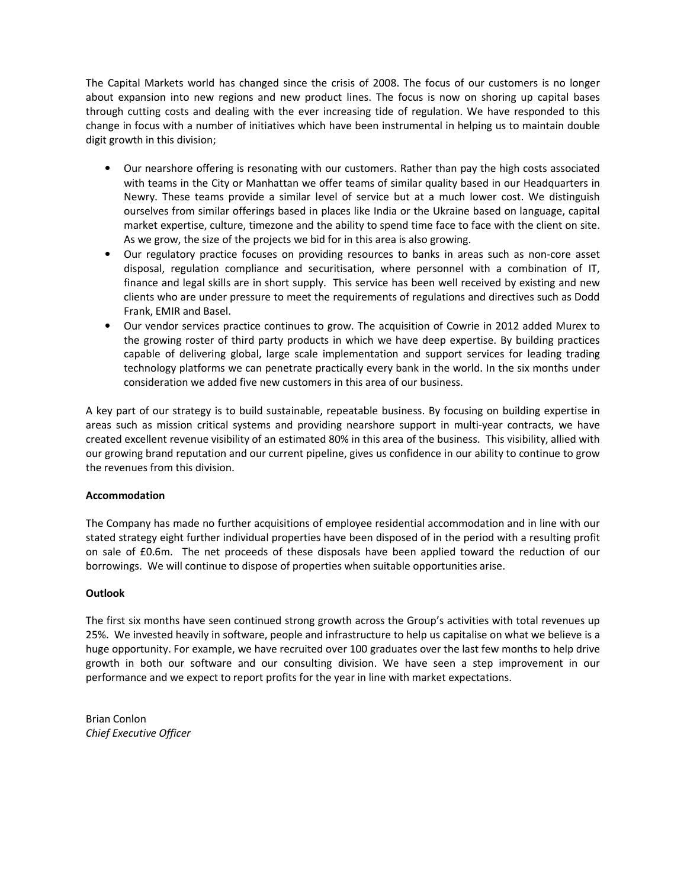The Capital Markets world has changed since the crisis of 2008. The focus of our customers is no longer about expansion into new regions and new product lines. The focus is now on shoring up capital bases through cutting costs and dealing with the ever increasing tide of regulation. We have responded to this change in focus with a number of initiatives which have been instrumental in helping us to maintain double digit growth in this division;

- Our nearshore offering is resonating with our customers. Rather than pay the high costs associated with teams in the City or Manhattan we offer teams of similar quality based in our Headquarters in Newry. These teams provide a similar level of service but at a much lower cost. We distinguish ourselves from similar offerings based in places like India or the Ukraine based on language, capital market expertise, culture, timezone and the ability to spend time face to face with the client on site. As we grow, the size of the projects we bid for in this area is also growing.
- Our regulatory practice focuses on providing resources to banks in areas such as non-core asset disposal, regulation compliance and securitisation, where personnel with a combination of IT, finance and legal skills are in short supply. This service has been well received by existing and new clients who are under pressure to meet the requirements of regulations and directives such as Dodd Frank, EMIR and Basel.
- Our vendor services practice continues to grow. The acquisition of Cowrie in 2012 added Murex to the growing roster of third party products in which we have deep expertise. By building practices capable of delivering global, large scale implementation and support services for leading trading technology platforms we can penetrate practically every bank in the world. In the six months under consideration we added five new customers in this area of our business.

A key part of our strategy is to build sustainable, repeatable business. By focusing on building expertise in areas such as mission critical systems and providing nearshore support in multi-year contracts, we have created excellent revenue visibility of an estimated 80% in this area of the business. This visibility, allied with our growing brand reputation and our current pipeline, gives us confidence in our ability to continue to grow the revenues from this division.

**Accommodation**

The Company has made no further acquisitions of employee residential accommodation and in line with our stated strategy eight further individual properties have been disposed of in the period with a resulting profit on sale of £0.6m. The net proceeds of these disposals have been applied toward the reduction of our borrowings. We will continue to dispose of properties when suitable opportunities arise.

**Outlook**

The first six months have seen continued strong growth across the Group's activities with total revenues up 25%. We invested heavily in software, people and infrastructure to help us capitalise on what we believe is a huge opportunity. For example, we have recruited over 100 graduates over the last few months to help drive growth in both our software and our consulting division. We have seen a step improvement in our performance and we expect to report profits for the year in line with market expectations.

Brian Conlon
*Chief Executive Officer*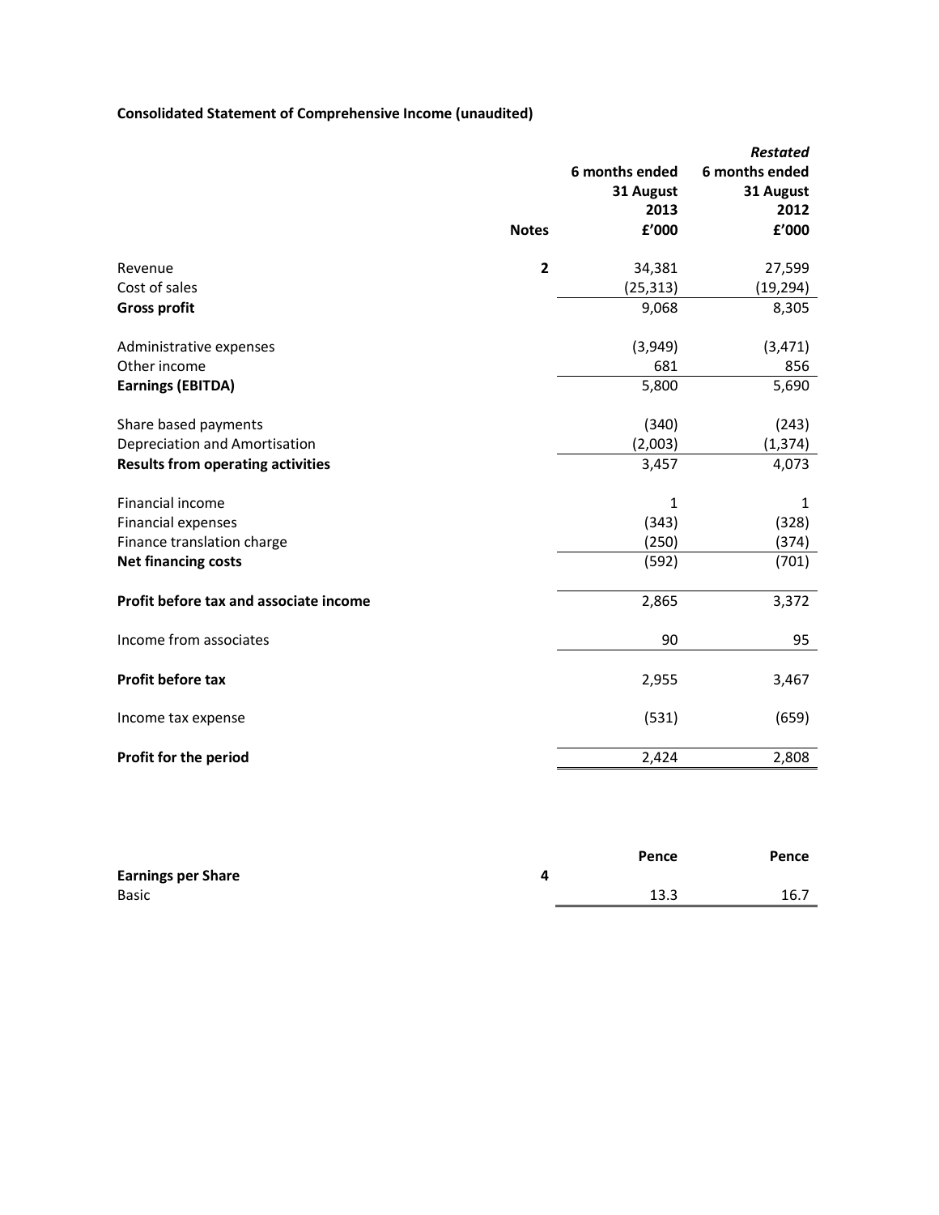**Consolidated Statement of Comprehensive Income (unaudited)**

| | Notes | 6 months ended 31 August 2013 £'000 | *Restated* 6 months ended 31 August 2012 £'000 |
|---|---|---|---|
| Revenue | 2 | 34,381 | 27,599 |
| Cost of sales | | (25,313) | (19,294) |
| **Gross profit** | | 9,068 | 8,305 |
| | | | |
| Administrative expenses | | (3,949) | (3,471) |
| Other income | | 681 | 856 |
| **Earnings (EBITDA)** | | 5,800 | 5,690 |
| | | | |
| Share based payments | | (340) | (243) |
| Depreciation and Amortisation | | (2,003) | (1,374) |
| **Results from operating activities** | | 3,457 | 4,073 |
| | | | |
| Financial income | | 1 | 1 |
| Financial expenses | | (343) | (328) |
| Finance translation charge | | (250) | (374) |
| **Net financing costs** | | (592) | (701) |
| | | | |
| **Profit before tax and associate income** | | 2,865 | 3,372 |
| | | | |
| Income from associates | | 90 | 95 |
| | | | |
| **Profit before tax** | | 2,955 | 3,467 |
| | | | |
| Income tax expense | | (531) | (659) |
| | | | |
| **Profit for the period** | | 2,424 | 2,808 |

| | | Pence | Pence |
|---|---|---|---|
| **Earnings per Share** | 4 | | |
| Basic | | 13.3 | 16.7 |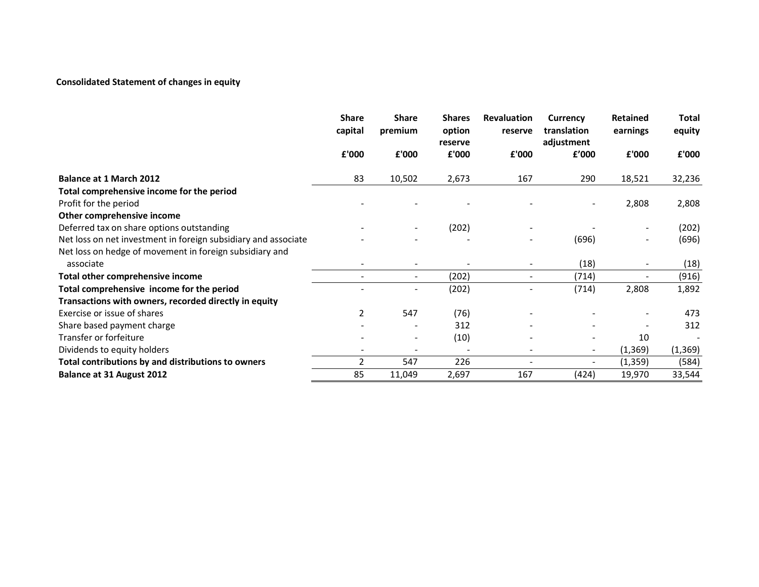**Consolidated Statement of changes in equity**

| | Share capital | Share premium | Shares option reserve | Revaluation reserve | Currency translation adjustment | Retained earnings | Total equity |
|---|---|---|---|---|---|---|---|
| | £'000 | £'000 | £'000 | £'000 | £'000 | £'000 | £'000 |
| **Balance at 1 March 2012** | 83 | 10,502 | 2,673 | 167 | 290 | 18,521 | 32,236 |
| **Total comprehensive income for the period** | | | | | | | |
| Profit for the period | - | - | - | - | - | 2,808 | 2,808 |
| **Other comprehensive income** | | | | | | | |
| Deferred tax on share options outstanding | - | - | (202) | - | - | - | (202) |
| Net loss on net investment in foreign subsidiary and associate | - | - | - | - | (696) | - | (696) |
| Net loss on hedge of movement in foreign subsidiary and associate | - | - | - | - | (18) | - | (18) |
| **Total other comprehensive income** | - | - | (202) | - | (714) | - | (916) |
| **Total comprehensive income for the period** | - | - | (202) | - | (714) | 2,808 | 1,892 |
| **Transactions with owners, recorded directly in equity** | | | | | | | |
| Exercise or issue of shares | 2 | 547 | (76) | - | - | - | 473 |
| Share based payment charge | - | - | 312 | - | - | - | 312 |
| Transfer or forfeiture | - | - | (10) | - | - | 10 | - |
| Dividends to equity holders | - | - | - | - | - | (1,369) | (1,369) |
| **Total contributions by and distributions to owners** | 2 | 547 | 226 | - | - | (1,359) | (584) |
| **Balance at 31 August 2012** | 85 | 11,049 | 2,697 | 167 | (424) | 19,970 | 33,544 |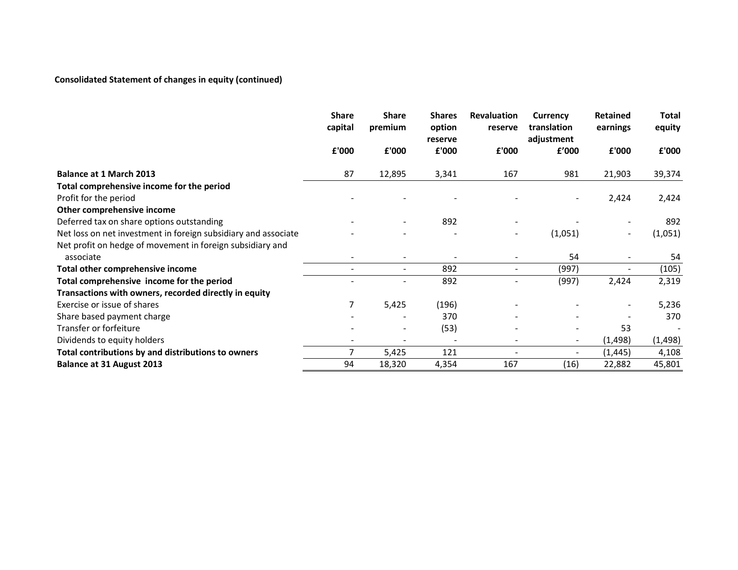**Consolidated Statement of changes in equity (continued)**

| | Share capital | Share premium | Shares option reserve | Revaluation reserve | Currency translation adjustment | Retained earnings | Total equity |
|---|---|---|---|---|---|---|---|
| | £'000 | £'000 | £'000 | £'000 | £'000 | £'000 | £'000 |
| **Balance at 1 March 2013** | 87 | 12,895 | 3,341 | 167 | 981 | 21,903 | 39,374 |
| **Total comprehensive income for the period** | | | | | | | |
| Profit for the period | - | - | - | - | - | 2,424 | 2,424 |
| **Other comprehensive income** | | | | | | | |
| Deferred tax on share options outstanding | - | - | 892 | - | - | - | 892 |
| Net loss on net investment in foreign subsidiary and associate | - | - | - | - | (1,051) | - | (1,051) |
| Net profit on hedge of movement in foreign subsidiary and associate | - | - | - | - | 54 | - | 54 |
| **Total other comprehensive income** | - | - | 892 | - | (997) | - | (105) |
| **Total comprehensive income for the period** | - | - | 892 | - | (997) | 2,424 | 2,319 |
| **Transactions with owners, recorded directly in equity** | | | | | | | |
| Exercise or issue of shares | 7 | 5,425 | (196) | - | - | - | 5,236 |
| Share based payment charge | - | - | 370 | - | - | - | 370 |
| Transfer or forfeiture | - | - | (53) | - | - | 53 | - |
| Dividends to equity holders | - | - | - | - | - | (1,498) | (1,498) |
| **Total contributions by and distributions to owners** | 7 | 5,425 | 121 | - | - | (1,445) | 4,108 |
| **Balance at 31 August 2013** | 94 | 18,320 | 4,354 | 167 | (16) | 22,882 | 45,801 |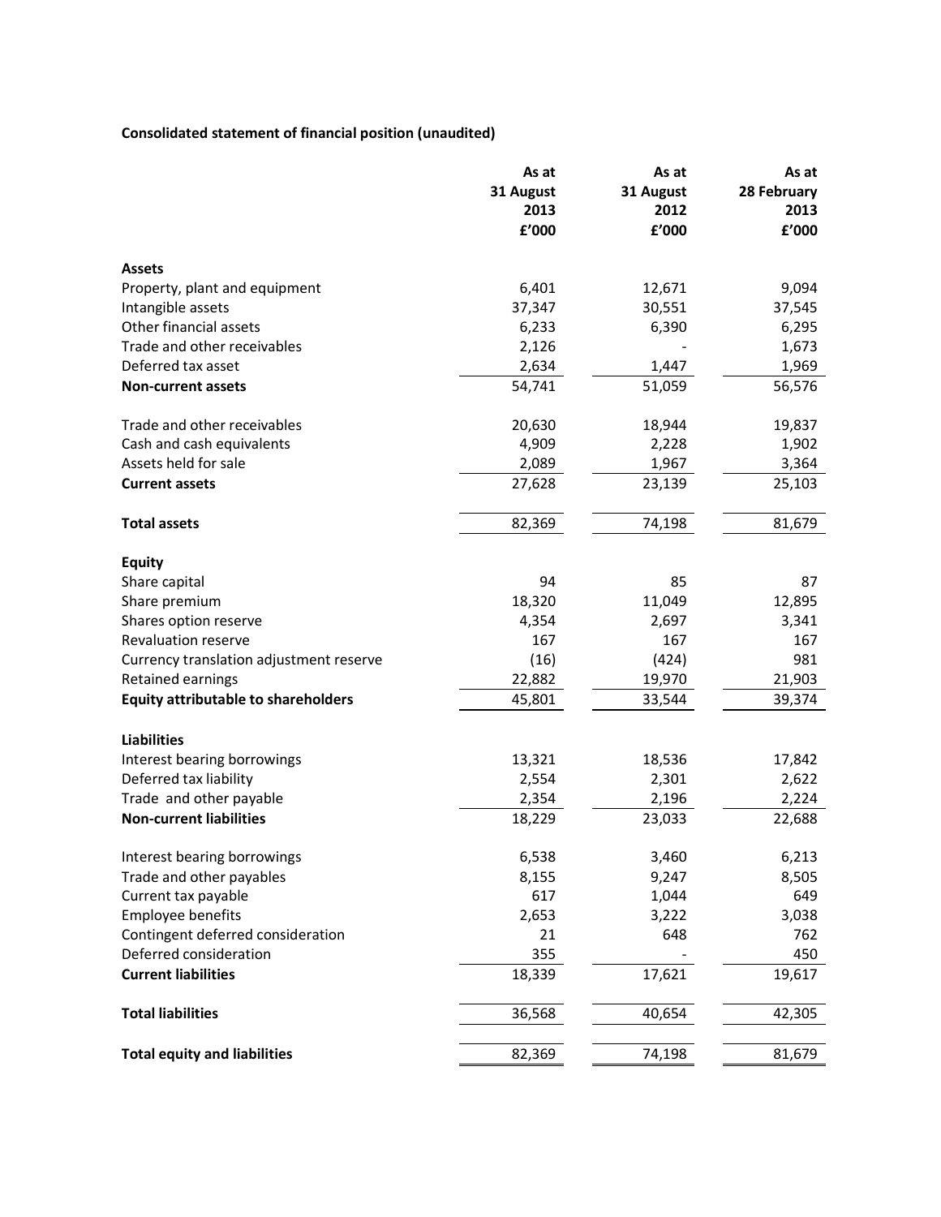**Consolidated statement of financial position (unaudited)**

| | As at 31 August 2013 £'000 | As at 31 August 2012 £'000 | As at 28 February 2013 £'000 |
|---|---|---|---|
| **Assets** | | | |
| Property, plant and equipment | 6,401 | 12,671 | 9,094 |
| Intangible assets | 37,347 | 30,551 | 37,545 |
| Other financial assets | 6,233 | 6,390 | 6,295 |
| Trade and other receivables | 2,126 | - | 1,673 |
| Deferred tax asset | 2,634 | 1,447 | 1,969 |
| **Non-current assets** | 54,741 | 51,059 | 56,576 |
| | | | |
| Trade and other receivables | 20,630 | 18,944 | 19,837 |
| Cash and cash equivalents | 4,909 | 2,228 | 1,902 |
| Assets held for sale | 2,089 | 1,967 | 3,364 |
| **Current assets** | 27,628 | 23,139 | 25,103 |
| | | | |
| **Total assets** | 82,369 | 74,198 | 81,679 |
| | | | |
| **Equity** | | | |
| Share capital | 94 | 85 | 87 |
| Share premium | 18,320 | 11,049 | 12,895 |
| Shares option reserve | 4,354 | 2,697 | 3,341 |
| Revaluation reserve | 167 | 167 | 167 |
| Currency translation adjustment reserve | (16) | (424) | 981 |
| Retained earnings | 22,882 | 19,970 | 21,903 |
| **Equity attributable to shareholders** | 45,801 | 33,544 | 39,374 |
| | | | |
| **Liabilities** | | | |
| Interest bearing borrowings | 13,321 | 18,536 | 17,842 |
| Deferred tax liability | 2,554 | 2,301 | 2,622 |
| Trade and other payable | 2,354 | 2,196 | 2,224 |
| **Non-current liabilities** | 18,229 | 23,033 | 22,688 |
| | | | |
| Interest bearing borrowings | 6,538 | 3,460 | 6,213 |
| Trade and other payables | 8,155 | 9,247 | 8,505 |
| Current tax payable | 617 | 1,044 | 649 |
| Employee benefits | 2,653 | 3,222 | 3,038 |
| Contingent deferred consideration | 21 | 648 | 762 |
| Deferred consideration | 355 | - | 450 |
| **Current liabilities** | 18,339 | 17,621 | 19,617 |
| | | | |
| **Total liabilities** | 36,568 | 40,654 | 42,305 |
| | | | |
| **Total equity and liabilities** | 82,369 | 74,198 | 81,679 |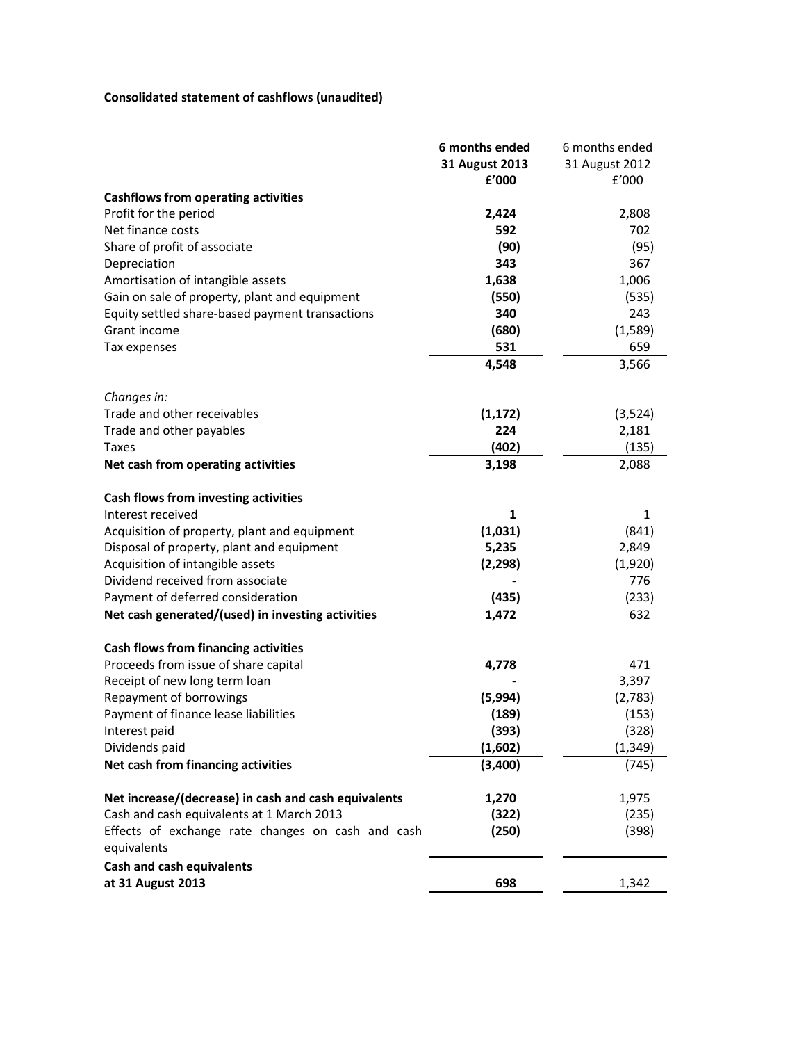**Consolidated statement of cashflows (unaudited)**

| | **6 months ended 31 August 2013 £'000** | 6 months ended 31 August 2012 £'000 |
|---|---|---|
| **Cashflows from operating activities** | | |
| Profit for the period | **2,424** | 2,808 |
| Net finance costs | **592** | 702 |
| Share of profit of associate | **(90)** | (95) |
| Depreciation | **343** | 367 |
| Amortisation of intangible assets | **1,638** | 1,006 |
| Gain on sale of property, plant and equipment | **(550)** | (535) |
| Equity settled share-based payment transactions | **340** | 243 |
| Grant income | **(680)** | (1,589) |
| Tax expenses | **531** | 659 |
| | **4,548** | 3,566 |
| *Changes in:* | | |
| Trade and other receivables | **(1,172)** | (3,524) |
| Trade and other payables | **224** | 2,181 |
| Taxes | **(402)** | (135) |
| **Net cash from operating activities** | **3,198** | 2,088 |
| **Cash flows from investing activities** | | |
| Interest received | **1** | 1 |
| Acquisition of property, plant and equipment | **(1,031)** | (841) |
| Disposal of property, plant and equipment | **5,235** | 2,849 |
| Acquisition of intangible assets | **(2,298)** | (1,920) |
| Dividend received from associate | **-** | 776 |
| Payment of deferred consideration | **(435)** | (233) |
| **Net cash generated/(used) in investing activities** | **1,472** | 632 |
| **Cash flows from financing activities** | | |
| Proceeds from issue of share capital | **4,778** | 471 |
| Receipt of new long term loan | **-** | 3,397 |
| Repayment of borrowings | **(5,994)** | (2,783) |
| Payment of finance lease liabilities | **(189)** | (153) |
| Interest paid | **(393)** | (328) |
| Dividends paid | **(1,602)** | (1,349) |
| **Net cash from financing activities** | **(3,400)** | (745) |
| **Net increase/(decrease) in cash and cash equivalents** | **1,270** | 1,975 |
| Cash and cash equivalents at 1 March 2013 | **(322)** | (235) |
| Effects of exchange rate changes on cash and cash equivalents | **(250)** | (398) |
| **Cash and cash equivalents at 31 August 2013** | **698** | 1,342 |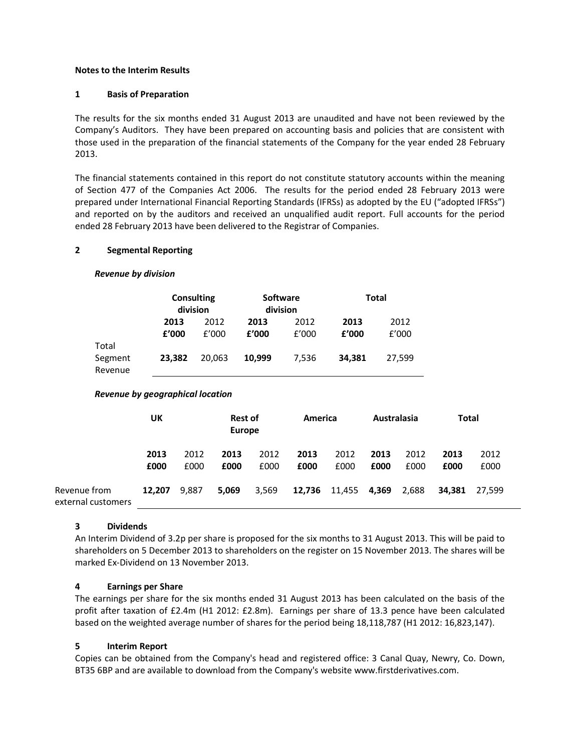**Notes to the Interim Results**

**1 Basis of Preparation**

The results for the six months ended 31 August 2013 are unaudited and have not been reviewed by the Company's Auditors. They have been prepared on accounting basis and policies that are consistent with those used in the preparation of the financial statements of the Company for the year ended 28 February 2013.

The financial statements contained in this report do not constitute statutory accounts within the meaning of Section 477 of the Companies Act 2006. The results for the period ended 28 February 2013 were prepared under International Financial Reporting Standards (IFRSs) as adopted by the EU ("adopted IFRSs") and reported on by the auditors and received an unqualified audit report. Full accounts for the period ended 28 February 2013 have been delivered to the Registrar of Companies.

**2 Segmental Reporting**

***Revenue by division***

| | **Consulting division** | | **Software division** | | **Total** | |
|---|---|---|---|---|---|---|
| | **2013 £'000** | 2012 £'000 | **2013 £'000** | 2012 £'000 | **2013 £'000** | 2012 £'000 |
| Total Segment Revenue | **23,382** | 20,063 | **10,999** | 7,536 | **34,381** | 27,599 |

***Revenue by geographical location***

| | **UK** | | **Rest of Europe** | | **America** | | **Australasia** | | **Total** | |
|---|---|---|---|---|---|---|---|---|---|---|
| | **2013 £000** | 2012 £000 | **2013 £000** | 2012 £000 | **2013 £000** | 2012 £000 | **2013 £000** | 2012 £000 | **2013 £000** | 2012 £000 |
| Revenue from external customers | **12,207** | 9,887 | **5,069** | 3,569 | **12,736** | 11,455 | **4,369** | 2,688 | **34,381** | 27,599 |

**3 Dividends**

An Interim Dividend of 3.2p per share is proposed for the six months to 31 August 2013. This will be paid to shareholders on 5 December 2013 to shareholders on the register on 15 November 2013. The shares will be marked Ex-Dividend on 13 November 2013.

**4 Earnings per Share**

The earnings per share for the six months ended 31 August 2013 has been calculated on the basis of the profit after taxation of £2.4m (H1 2012: £2.8m). Earnings per share of 13.3 pence have been calculated based on the weighted average number of shares for the period being 18,118,787 (H1 2012: 16,823,147).

**5 Interim Report**

Copies can be obtained from the Company's head and registered office: 3 Canal Quay, Newry, Co. Down, BT35 6BP and are available to download from the Company's website www.firstderivatives.com.